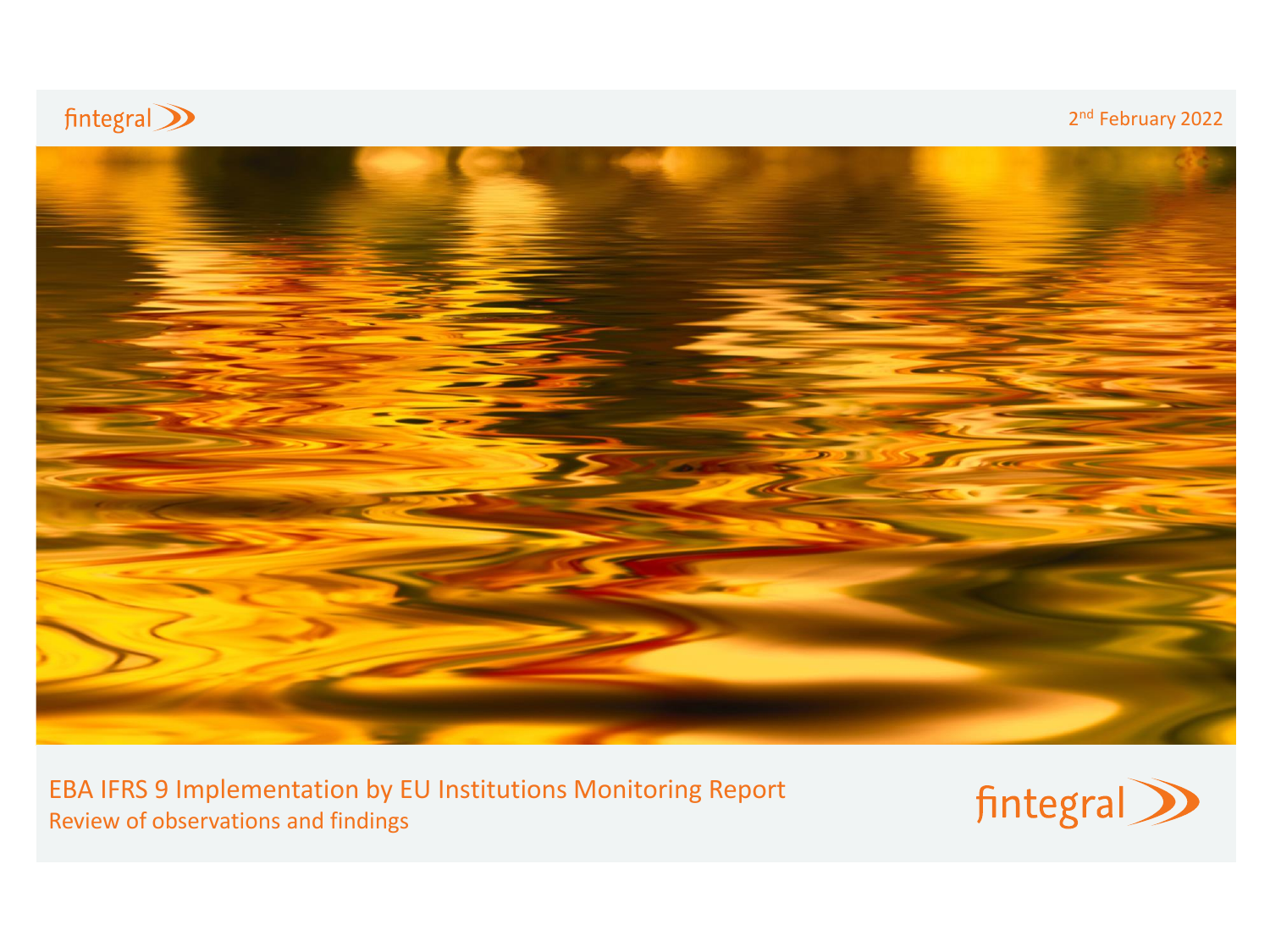fintegral

2nd February 2022

# EBA IFRS 9 Implementation by EU Institutions Monitoring Report

## Review of observations and findings

fintegral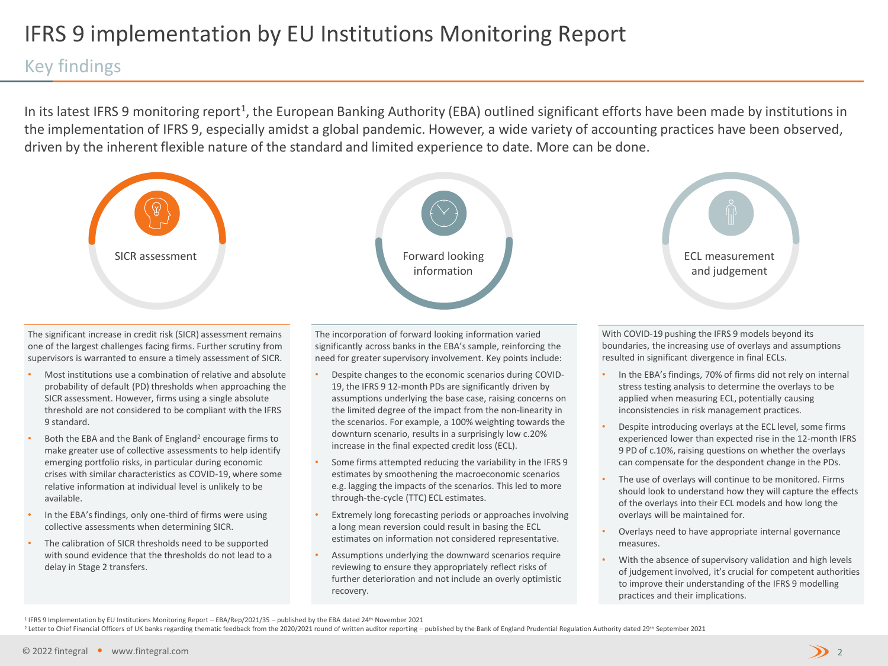# IFRS 9 implementation by EU Institutions Monitoring Report

## Key findings

In its latest IFRS 9 monitoring report[1], the European Banking Authority (EBA) outlined significant efforts have been made by institutions in the implementation of IFRS 9, especially amidst a global pandemic. However, a wide variety of accounting practices have been observed, driven by the inherent flexible nature of the standard and limited experience to date. More can be done.

### SICR assessment

The significant increase in credit risk (SICR) assessment remains one of the largest challenges facing firms. Further scrutiny from supervisors is warranted to ensure a timely assessment of SICR.

- Most institutions use a combination of relative and absolute probability of default (PD) thresholds when approaching the SICR assessment. However, firms using a single absolute threshold are not considered to be compliant with the IFRS 9 standard.
- Both the EBA and the Bank of England[2] encourage firms to make greater use of collective assessments to help identify emerging portfolio risks, in particular during economic crises with similar characteristics as COVID-19, where some relative information at individual level is unlikely to be available.
- In the EBA's findings, only one-third of firms were using collective assessments when determining SICR.
- The calibration of SICR thresholds need to be supported with sound evidence that the thresholds do not lead to a delay in Stage 2 transfers.

### Forward looking information

The incorporation of forward looking information varied significantly across banks in the EBA's sample, reinforcing the need for greater supervisory involvement. Key points include:

- Despite changes to the economic scenarios during COVID-19, the IFRS 9 12-month PDs are significantly driven by assumptions underlying the base case, raising concerns on the limited degree of the impact from the non-linearity in the scenarios. For example, a 100% weighting towards the downturn scenario, results in a surprisingly low c.20% increase in the final expected credit loss (ECL).
- Some firms attempted reducing the variability in the IFRS 9 estimates by smoothening the macroeconomic scenarios e.g. lagging the impacts of the scenarios. This led to more through-the-cycle (TTC) ECL estimates.
- Extremely long forecasting periods or approaches involving a long mean reversion could result in basing the ECL estimates on information not considered representative.
- Assumptions underlying the downward scenarios require reviewing to ensure they appropriately reflect risks of further deterioration and not include an overly optimistic recovery.

### ECL measurement and judgement

With COVID-19 pushing the IFRS 9 models beyond its boundaries, the increasing use of overlays and assumptions resulted in significant divergence in final ECLs.

- In the EBA's findings, 70% of firms did not rely on internal stress testing analysis to determine the overlays to be applied when measuring ECL, potentially causing inconsistencies in risk management practices.
- Despite introducing overlays at the ECL level, some firms experienced lower than expected rise in the 12-month IFRS 9 PD of c.10%, raising questions on whether the overlays can compensate for the despondent change in the PDs.
- The use of overlays will continue to be monitored. Firms should look to understand how they will capture the effects of the overlays into their ECL models and how long the overlays will be maintained for.
- Overlays need to have appropriate internal governance measures.
- With the absence of supervisory validation and high levels of judgement involved, it's crucial for competent authorities to improve their understanding of the IFRS 9 modelling practices and their implications.

[1] IFRS 9 Implementation by EU Institutions Monitoring Report – EBA/Rep/2021/35 – published by the EBA dated 24th November 2021

[2] Letter to Chief Financial Officers of UK banks regarding thematic feedback from the 2020/2021 round of written auditor reporting – published by the Bank of England Prudential Regulation Authority dated 29th September 2021

© 2022 fintegral • www.fintegral.com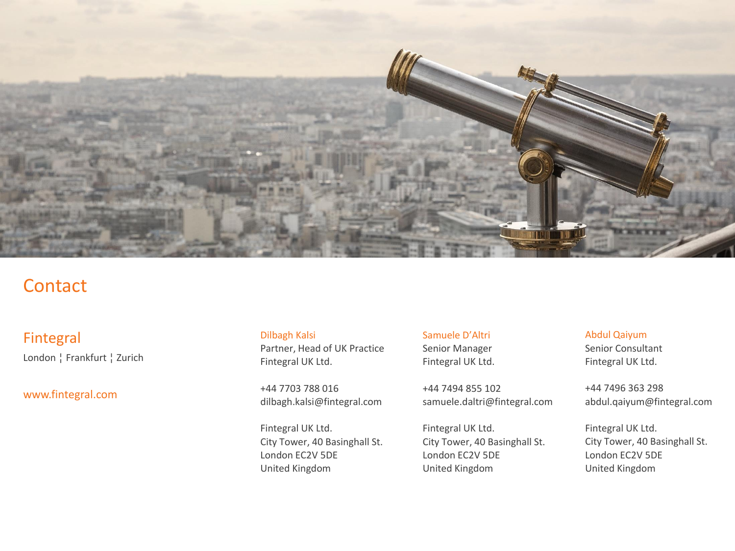# Contact

## Fintegral

London ¦ Frankfurt ¦ Zurich

www.fintegral.com

**Dilbagh Kalsi**
Partner, Head of UK Practice
Fintegral UK Ltd.

+44 7703 788 016
dilbagh.kalsi@fintegral.com

Fintegral UK Ltd.
City Tower, 40 Basinghall St.
London EC2V 5DE
United Kingdom

**Samuele D'Altri**
Senior Manager
Fintegral UK Ltd.

+44 7494 855 102
samuele.daltri@fintegral.com

Fintegral UK Ltd.
City Tower, 40 Basinghall St.
London EC2V 5DE
United Kingdom

**Abdul Qaiyum**
Senior Consultant
Fintegral UK Ltd.

+44 7496 363 298
abdul.qaiyum@fintegral.com

Fintegral UK Ltd.
City Tower, 40 Basinghall St.
London EC2V 5DE
United Kingdom